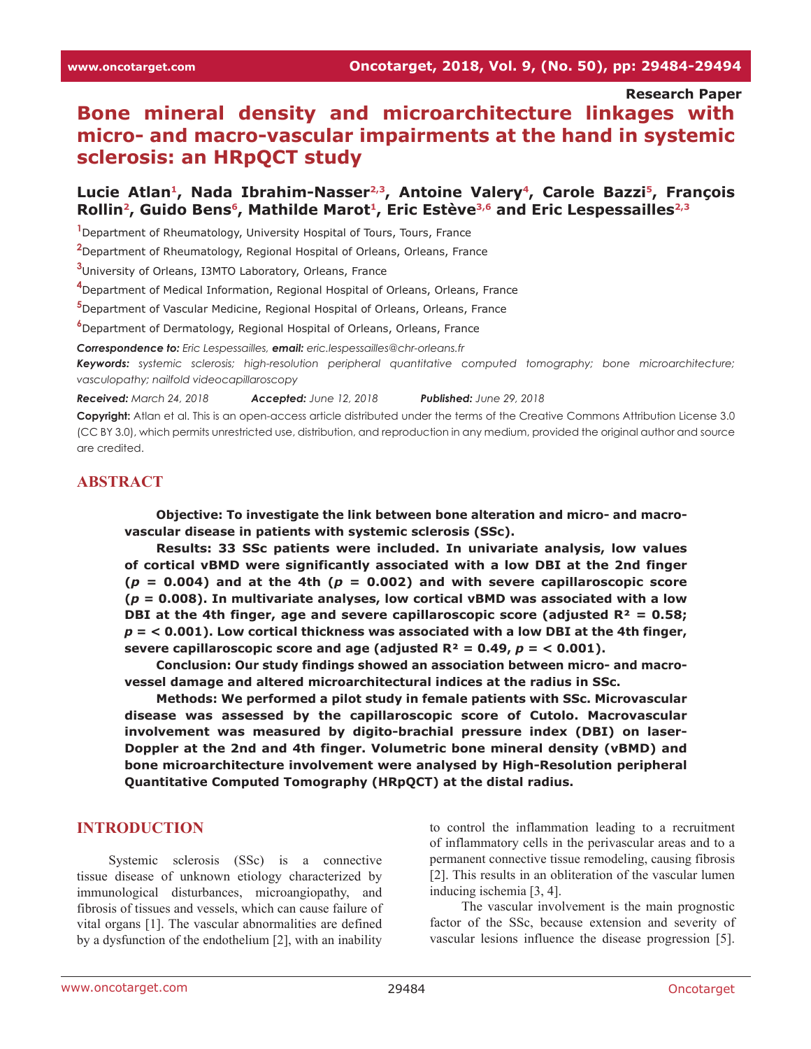Research Paper

# Bone mineral density and microarchitecture linkages with micro- and macro-vascular impairments at the hand in systemic sclerosis: an HRpQCT study

**Lucie Atlan[1], Nada Ibrahim-Nasser[2,3], Antoine Valery[4], Carole Bazzi[5], François Rollin[2], Guido Bens[6], Mathilde Marot[1], Eric Estève[3,6] and Eric Lespessailles[2,3]**

[1]Department of Rheumatology, University Hospital of Tours, Tours, France

[2]Department of Rheumatology, Regional Hospital of Orleans, Orleans, France

[3]University of Orleans, I3MTO Laboratory, Orleans, France

[4]Department of Medical Information, Regional Hospital of Orleans, Orleans, France

[5]Department of Vascular Medicine, Regional Hospital of Orleans, Orleans, France

[6]Department of Dermatology, Regional Hospital of Orleans, Orleans, France

***Correspondence to:*** *Eric Lespessailles,* ***email:*** *eric.lespessailles@chr-orleans.fr*

***Keywords:*** *systemic sclerosis; high-resolution peripheral quantitative computed tomography; bone microarchitecture; vasculopathy; nailfold videocapillaroscopy*

***Received:*** *March 24, 2018* ***Accepted:*** *June 12, 2018* ***Published:*** *June 29, 2018*

**Copyright:** Atlan et al. This is an open-access article distributed under the terms of the Creative Commons Attribution License 3.0 (CC BY 3.0), which permits unrestricted use, distribution, and reproduction in any medium, provided the original author and source are credited.

## ABSTRACT

**Objective: To investigate the link between bone alteration and micro- and macro-vascular disease in patients with systemic sclerosis (SSc).**

**Results: 33 SSc patients were included. In univariate analysis, low values of cortical vBMD were significantly associated with a low DBI at the 2nd finger ($p = 0.004$) and at the 4th ($p = 0.002$) and with severe capillaroscopic score ($p = 0.008$). In multivariate analyses, low cortical vBMD was associated with a low DBI at the 4th finger, age and severe capillaroscopic score (adjusted $R^2 = 0.58$; $p = < 0.001$). Low cortical thickness was associated with a low DBI at the 4th finger, severe capillaroscopic score and age (adjusted $R^2 = 0.49$, $p = < 0.001$).**

**Conclusion: Our study findings showed an association between micro- and macro-vessel damage and altered microarchitectural indices at the radius in SSc.**

**Methods: We performed a pilot study in female patients with SSc. Microvascular disease was assessed by the capillaroscopic score of Cutolo. Macrovascular involvement was measured by digito-brachial pressure index (DBI) on laser-Doppler at the 2nd and 4th finger. Volumetric bone mineral density (vBMD) and bone microarchitecture involvement were analysed by High-Resolution peripheral Quantitative Computed Tomography (HRpQCT) at the distal radius.**

## INTRODUCTION

Systemic sclerosis (SSc) is a connective tissue disease of unknown etiology characterized by immunological disturbances, microangiopathy, and fibrosis of tissues and vessels, which can cause failure of vital organs [1]. The vascular abnormalities are defined by a dysfunction of the endothelium [2], with an inability to control the inflammation leading to a recruitment of inflammatory cells in the perivascular areas and to a permanent connective tissue remodeling, causing fibrosis [2]. This results in an obliteration of the vascular lumen inducing ischemia [3, 4].

The vascular involvement is the main prognostic factor of the SSc, because extension and severity of vascular lesions influence the disease progression [5].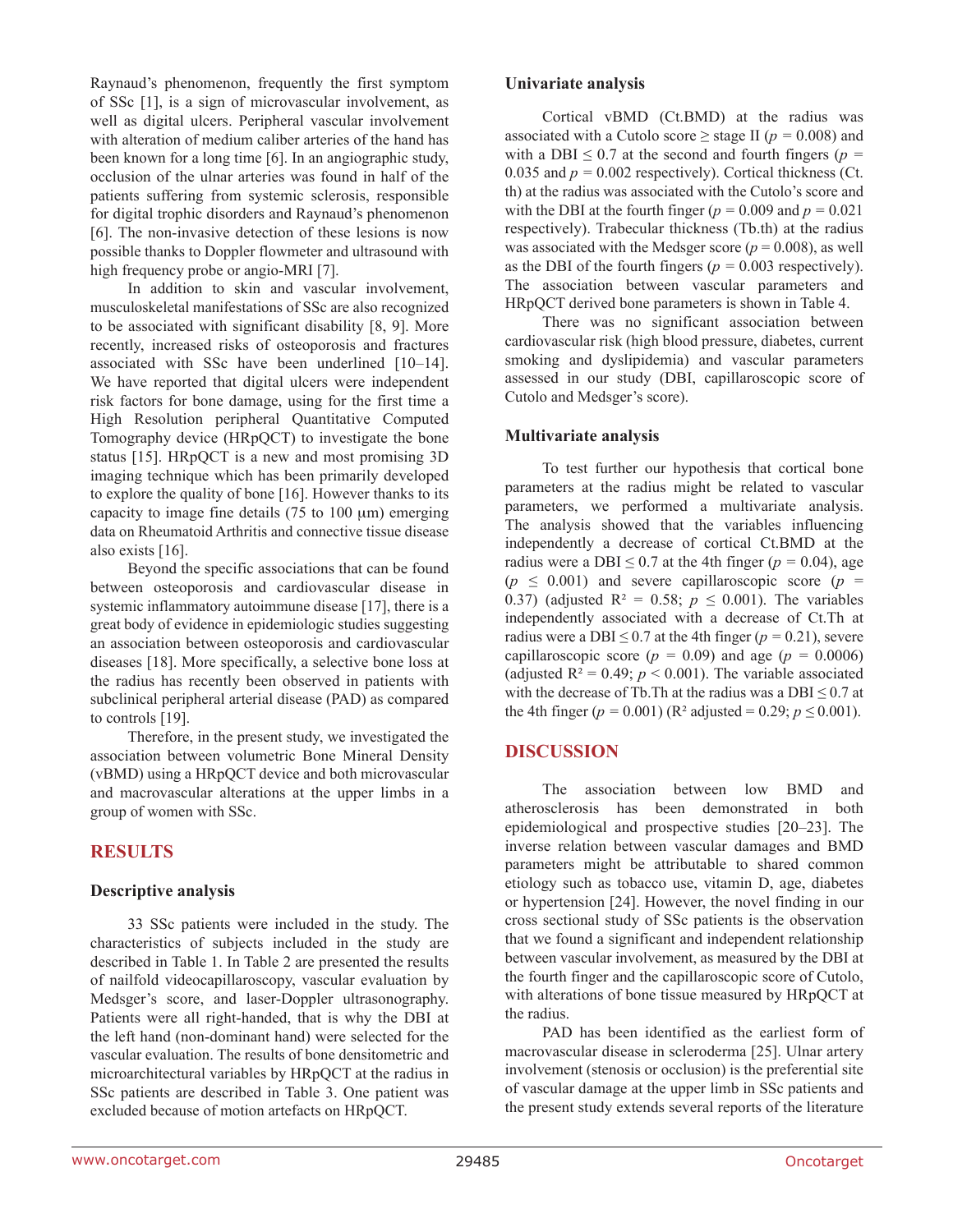Raynaud's phenomenon, frequently the first symptom of SSc [1], is a sign of microvascular involvement, as well as digital ulcers. Peripheral vascular involvement with alteration of medium caliber arteries of the hand has been known for a long time [6]. In an angiographic study, occlusion of the ulnar arteries was found in half of the patients suffering from systemic sclerosis, responsible for digital trophic disorders and Raynaud's phenomenon [6]. The non-invasive detection of these lesions is now possible thanks to Doppler flowmeter and ultrasound with high frequency probe or angio-MRI [7].

In addition to skin and vascular involvement, musculoskeletal manifestations of SSc are also recognized to be associated with significant disability [8, 9]. More recently, increased risks of osteoporosis and fractures associated with SSc have been underlined [10–14]. We have reported that digital ulcers were independent risk factors for bone damage, using for the first time a High Resolution peripheral Quantitative Computed Tomography device (HRpQCT) to investigate the bone status [15]. HRpQCT is a new and most promising 3D imaging technique which has been primarily developed to explore the quality of bone [16]. However thanks to its capacity to image fine details (75 to 100 μm) emerging data on Rheumatoid Arthritis and connective tissue disease also exists [16].

Beyond the specific associations that can be found between osteoporosis and cardiovascular disease in systemic inflammatory autoimmune disease [17], there is a great body of evidence in epidemiologic studies suggesting an association between osteoporosis and cardiovascular diseases [18]. More specifically, a selective bone loss at the radius has recently been observed in patients with subclinical peripheral arterial disease (PAD) as compared to controls [19].

Therefore, in the present study, we investigated the association between volumetric Bone Mineral Density (vBMD) using a HRpQCT device and both microvascular and macrovascular alterations at the upper limbs in a group of women with SSc.

## RESULTS

### Descriptive analysis

33 SSc patients were included in the study. The characteristics of subjects included in the study are described in Table 1. In Table 2 are presented the results of nailfold videocapillaroscopy, vascular evaluation by Medsger's score, and laser-Doppler ultrasonography. Patients were all right-handed, that is why the DBI at the left hand (non-dominant hand) were selected for the vascular evaluation. The results of bone densitometric and microarchitectural variables by HRpQCT at the radius in SSc patients are described in Table 3. One patient was excluded because of motion artefacts on HRpQCT.

### Univariate analysis

Cortical vBMD (Ct.BMD) at the radius was associated with a Cutolo score ≥ stage II ($p = 0.008$) and with a DBI ≤ 0.7 at the second and fourth fingers ($p = 0.035$ and $p = 0.002$ respectively). Cortical thickness (Ct.th) at the radius was associated with the Cutolo's score and with the DBI at the fourth finger ($p = 0.009$ and $p = 0.021$ respectively). Trabecular thickness (Tb.th) at the radius was associated with the Medsger score ($p = 0.008$), as well as the DBI of the fourth fingers ($p = 0.003$ respectively). The association between vascular parameters and HRpQCT derived bone parameters is shown in Table 4.

There was no significant association between cardiovascular risk (high blood pressure, diabetes, current smoking and dyslipidemia) and vascular parameters assessed in our study (DBI, capillaroscopic score of Cutolo and Medsger's score).

### Multivariate analysis

To test further our hypothesis that cortical bone parameters at the radius might be related to vascular parameters, we performed a multivariate analysis. The analysis showed that the variables influencing independently a decrease of cortical Ct.BMD at the radius were a DBI ≤ 0.7 at the 4th finger ($p = 0.04$), age ($p \leq 0.001$) and severe capillaroscopic score ($p = 0.37$) (adjusted $R^2 = 0.58$; $p \leq 0.001$). The variables independently associated with a decrease of Ct.Th at radius were a DBI ≤ 0.7 at the 4th finger ($p = 0.21$), severe capillaroscopic score ($p = 0.09$) and age ($p = 0.0006$) (adjusted $R^2 = 0.49$; $p < 0.001$). The variable associated with the decrease of Tb.Th at the radius was a DBI ≤ 0.7 at the 4th finger ($p = 0.001$) ($R^2$ adjusted = 0.29; $p \leq 0.001$).

## DISCUSSION

The association between low BMD and atherosclerosis has been demonstrated in both epidemiological and prospective studies [20–23]. The inverse relation between vascular damages and BMD parameters might be attributable to shared common etiology such as tobacco use, vitamin D, age, diabetes or hypertension [24]. However, the novel finding in our cross sectional study of SSc patients is the observation that we found a significant and independent relationship between vascular involvement, as measured by the DBI at the fourth finger and the capillaroscopic score of Cutolo, with alterations of bone tissue measured by HRpQCT at the radius.

PAD has been identified as the earliest form of macrovascular disease in scleroderma [25]. Ulnar artery involvement (stenosis or occlusion) is the preferential site of vascular damage at the upper limb in SSc patients and the present study extends several reports of the literature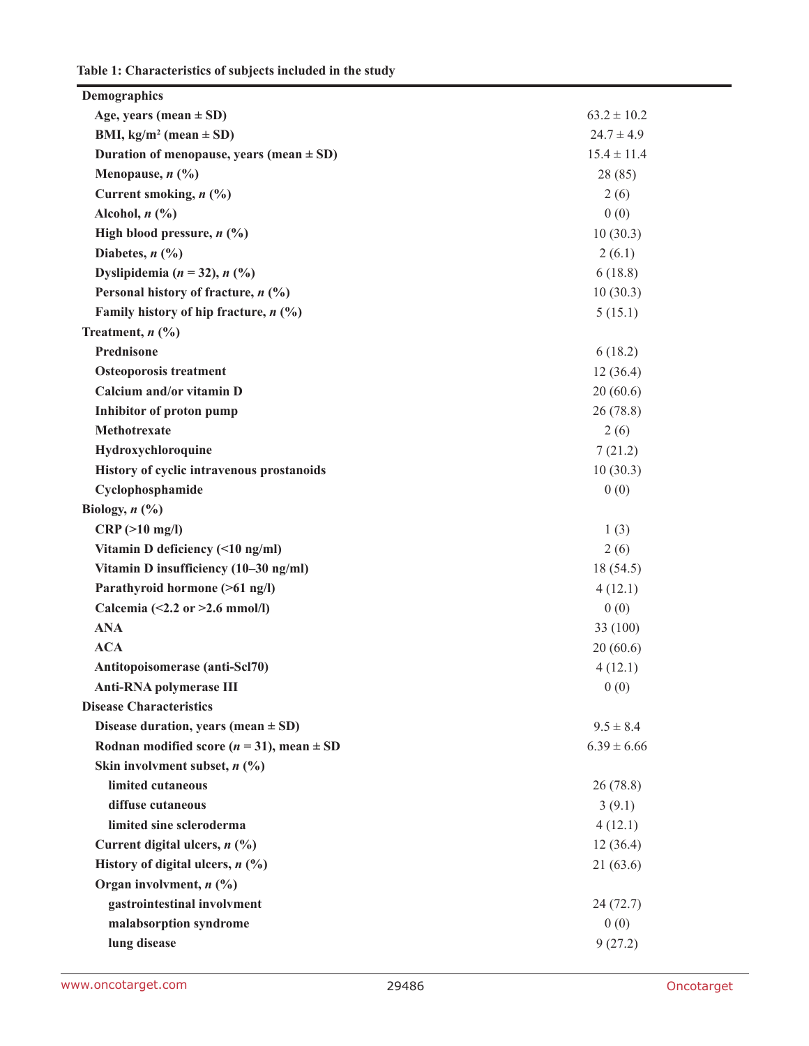**Table 1: Characteristics of subjects included in the study**

| | |
|---|---|
| **Demographics** | |
| **Age, years (mean ± SD)** | 63.2 ± 10.2 |
| **BMI, kg/m² (mean ± SD)** | 24.7 ± 4.9 |
| **Duration of menopause, years (mean ± SD)** | 15.4 ± 11.4 |
| **Menopause, *n* (%)** | 28 (85) |
| **Current smoking, *n* (%)** | 2 (6) |
| **Alcohol, *n* (%)** | 0 (0) |
| **High blood pressure, *n* (%)** | 10 (30.3) |
| **Diabetes, *n* (%)** | 2 (6.1) |
| **Dyslipidemia (*n* = 32), *n* (%)** | 6 (18.8) |
| **Personal history of fracture, *n* (%)** | 10 (30.3) |
| **Family history of hip fracture, *n* (%)** | 5 (15.1) |
| **Treatment, *n* (%)** | |
| **Prednisone** | 6 (18.2) |
| **Osteoporosis treatment** | 12 (36.4) |
| **Calcium and/or vitamin D** | 20 (60.6) |
| **Inhibitor of proton pump** | 26 (78.8) |
| **Methotrexate** | 2 (6) |
| **Hydroxychloroquine** | 7 (21.2) |
| **History of cyclic intravenous prostanoids** | 10 (30.3) |
| **Cyclophosphamide** | 0 (0) |
| **Biology, *n* (%)** | |
| **CRP (>10 mg/l)** | 1 (3) |
| **Vitamin D deficiency (<10 ng/ml)** | 2 (6) |
| **Vitamin D insufficiency (10–30 ng/ml)** | 18 (54.5) |
| **Parathyroid hormone (>61 ng/l)** | 4 (12.1) |
| **Calcemia (<2.2 or >2.6 mmol/l)** | 0 (0) |
| **ANA** | 33 (100) |
| **ACA** | 20 (60.6) |
| **Antitopoisomerase (anti-Scl70)** | 4 (12.1) |
| **Anti-RNA polymerase III** | 0 (0) |
| **Disease Characteristics** | |
| **Disease duration, years (mean ± SD)** | 9.5 ± 8.4 |
| **Rodnan modified score (*n* = 31), mean ± SD** | 6.39 ± 6.66 |
| **Skin involvment subset, *n* (%)** | |
| **limited cutaneous** | 26 (78.8) |
| **diffuse cutaneous** | 3 (9.1) |
| **limited sine scleroderma** | 4 (12.1) |
| **Current digital ulcers, *n* (%)** | 12 (36.4) |
| **History of digital ulcers, *n* (%)** | 21 (63.6) |
| **Organ involvment, *n* (%)** | |
| **gastrointestinal involvment** | 24 (72.7) |
| **malabsorption syndrome** | 0 (0) |
| **lung disease** | 9 (27.2) |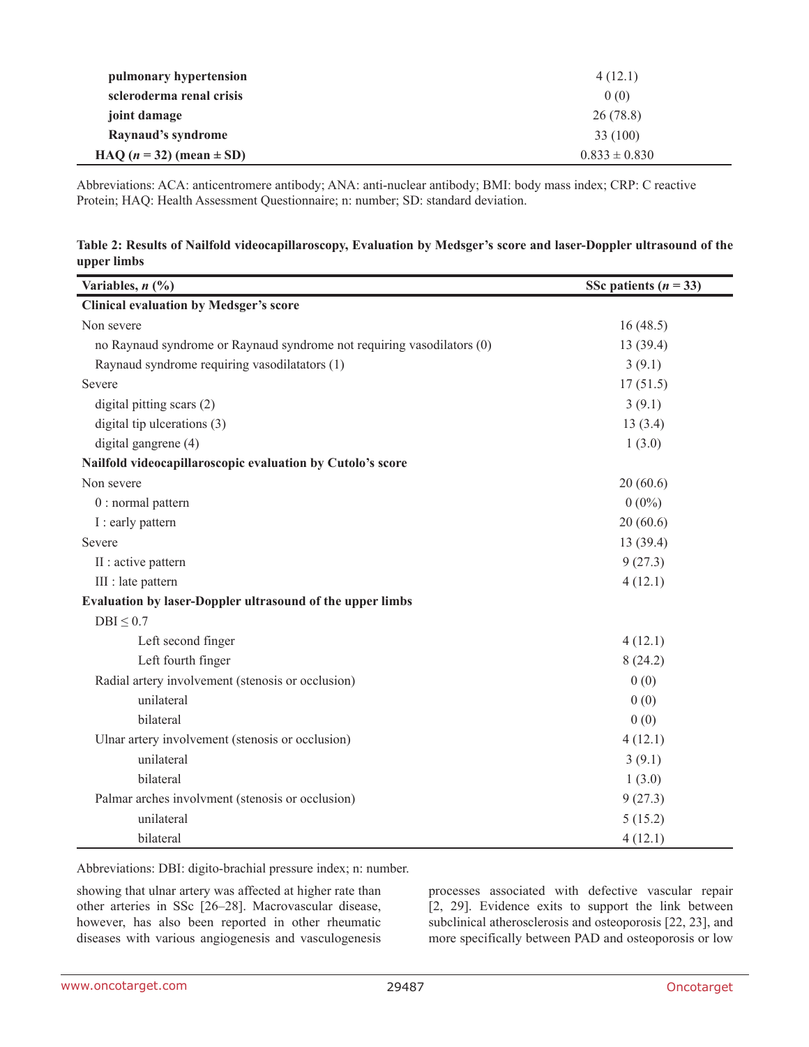| | |
|---|---|
| **pulmonary hypertension** | 4 (12.1) |
| **scleroderma renal crisis** | 0 (0) |
| **joint damage** | 26 (78.8) |
| **Raynaud's syndrome** | 33 (100) |
| **HAQ (*n* = 32) (mean ± SD)** | 0.833 ± 0.830 |

Abbreviations: ACA: anticentromere antibody; ANA: anti-nuclear antibody; BMI: body mass index; CRP: C reactive Protein; HAQ: Health Assessment Questionnaire; n: number; SD: standard deviation.

**Table 2: Results of Nailfold videocapillaroscopy, Evaluation by Medsger's score and laser-Doppler ultrasound of the upper limbs**

| Variables, *n* (%) | SSc patients (*n* = 33) |
|---|---|
| **Clinical evaluation by Medsger's score** | |
| Non severe | 16 (48.5) |
| no Raynaud syndrome or Raynaud syndrome not requiring vasodilators (0) | 13 (39.4) |
| Raynaud syndrome requiring vasodilatators (1) | 3 (9.1) |
| Severe | 17 (51.5) |
| digital pitting scars (2) | 3 (9.1) |
| digital tip ulcerations (3) | 13 (3.4) |
| digital gangrene (4) | 1 (3.0) |
| **Nailfold videocapillaroscopic evaluation by Cutolo's score** | |
| Non severe | 20 (60.6) |
| 0 : normal pattern | 0 (0%) |
| I : early pattern | 20 (60.6) |
| Severe | 13 (39.4) |
| II : active pattern | 9 (27.3) |
| III : late pattern | 4 (12.1) |
| **Evaluation by laser-Doppler ultrasound of the upper limbs** | |
| DBI ≤ 0.7 | |
| Left second finger | 4 (12.1) |
| Left fourth finger | 8 (24.2) |
| Radial artery involvement (stenosis or occlusion) | 0 (0) |
| unilateral | 0 (0) |
| bilateral | 0 (0) |
| Ulnar artery involvement (stenosis or occlusion) | 4 (12.1) |
| unilateral | 3 (9.1) |
| bilateral | 1 (3.0) |
| Palmar arches involvment (stenosis or occlusion) | 9 (27.3) |
| unilateral | 5 (15.2) |
| bilateral | 4 (12.1) |

Abbreviations: DBI: digito-brachial pressure index; n: number.

showing that ulnar artery was affected at higher rate than other arteries in SSc [26–28]. Macrovascular disease, however, has also been reported in other rheumatic diseases with various angiogenesis and vasculogenesis processes associated with defective vascular repair [2, 29]. Evidence exits to support the link between subclinical atherosclerosis and osteoporosis [22, 23], and more specifically between PAD and osteoporosis or low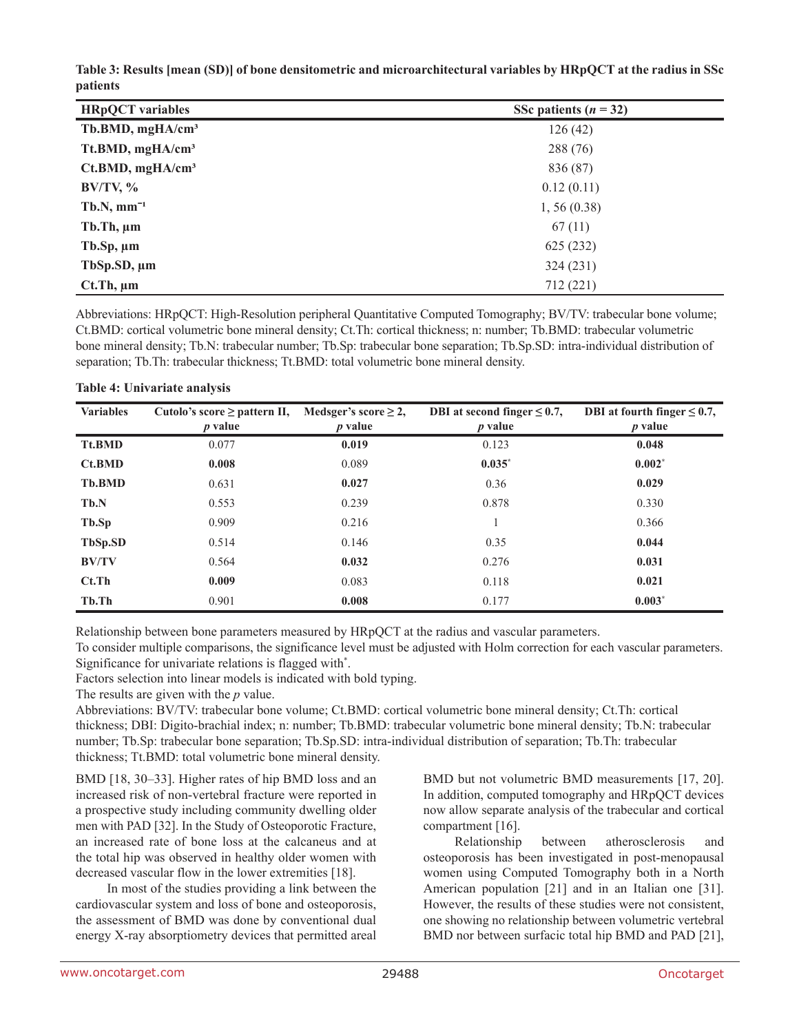**Table 3: Results [mean (SD)] of bone densitometric and microarchitectural variables by HRpQCT at the radius in SSc patients**

| HRpQCT variables | SSc patients ($n$ = 32) |
|---|---|
| Tb.BMD, mgHA/cm³ | 126 (42) |
| Tt.BMD, mgHA/cm³ | 288 (76) |
| Ct.BMD, mgHA/cm³ | 836 (87) |
| BV/TV, % | 0.12 (0.11) |
| Tb.N, mm⁻¹ | 1, 56 (0.38) |
| Tb.Th, µm | 67 (11) |
| Tb.Sp, µm | 625 (232) |
| TbSp.SD, µm | 324 (231) |
| Ct.Th, µm | 712 (221) |

Abbreviations: HRpQCT: High-Resolution peripheral Quantitative Computed Tomography; BV/TV: trabecular bone volume; Ct.BMD: cortical volumetric bone mineral density; Ct.Th: cortical thickness; n: number; Tb.BMD: trabecular volumetric bone mineral density; Tb.N: trabecular number; Tb.Sp: trabecular bone separation; Tb.Sp.SD: intra-individual distribution of separation; Tb.Th: trabecular thickness; Tt.BMD: total volumetric bone mineral density.

**Table 4: Univariate analysis**

| Variables | Cutolo's score ≥ pattern II, *p* value | Medsger's score ≥ 2, *p* value | DBI at second finger ≤ 0.7, *p* value | DBI at fourth finger ≤ 0.7, *p* value |
|---|---|---|---|---|
| **Tt.BMD** | 0.077 | **0.019** | 0.123 | **0.048** |
| **Ct.BMD** | **0.008** | 0.089 | **0.035*** | **0.002*** |
| **Tb.BMD** | 0.631 | **0.027** | 0.36 | **0.029** |
| **Tb.N** | 0.553 | 0.239 | 0.878 | 0.330 |
| **Tb.Sp** | 0.909 | 0.216 | 1 | 0.366 |
| **TbSp.SD** | 0.514 | 0.146 | 0.35 | **0.044** |
| **BV/TV** | 0.564 | **0.032** | 0.276 | **0.031** |
| **Ct.Th** | **0.009** | 0.083 | 0.118 | **0.021** |
| **Tb.Th** | 0.901 | **0.008** | 0.177 | **0.003*** |

Relationship between bone parameters measured by HRpQCT at the radius and vascular parameters.
To consider multiple comparisons, the significance level must be adjusted with Holm correction for each vascular parameters. Significance for univariate relations is flagged with*.
Factors selection into linear models is indicated with bold typing.
The results are given with the *p* value.
Abbreviations: BV/TV: trabecular bone volume; Ct.BMD: cortical volumetric bone mineral density; Ct.Th: cortical thickness; DBI: Digito-brachial index; n: number; Tb.BMD: trabecular volumetric bone mineral density; Tb.N: trabecular number; Tb.Sp: trabecular bone separation; Tb.Sp.SD: intra-individual distribution of separation; Tb.Th: trabecular thickness; Tt.BMD: total volumetric bone mineral density.

BMD [18, 30–33]. Higher rates of hip BMD loss and an increased risk of non-vertebral fracture were reported in a prospective study including community dwelling older men with PAD [32]. In the Study of Osteoporotic Fracture, an increased rate of bone loss at the calcaneus and at the total hip was observed in healthy older women with decreased vascular flow in the lower extremities [18].

In most of the studies providing a link between the cardiovascular system and loss of bone and osteoporosis, the assessment of BMD was done by conventional dual energy X-ray absorptiometry devices that permitted areal BMD but not volumetric BMD measurements [17, 20]. In addition, computed tomography and HRpQCT devices now allow separate analysis of the trabecular and cortical compartment [16].

Relationship between atherosclerosis and osteoporosis has been investigated in post-menopausal women using Computed Tomography both in a North American population [21] and in an Italian one [31]. However, the results of these studies were not consistent, one showing no relationship between volumetric vertebral BMD nor between surfacic total hip BMD and PAD [21],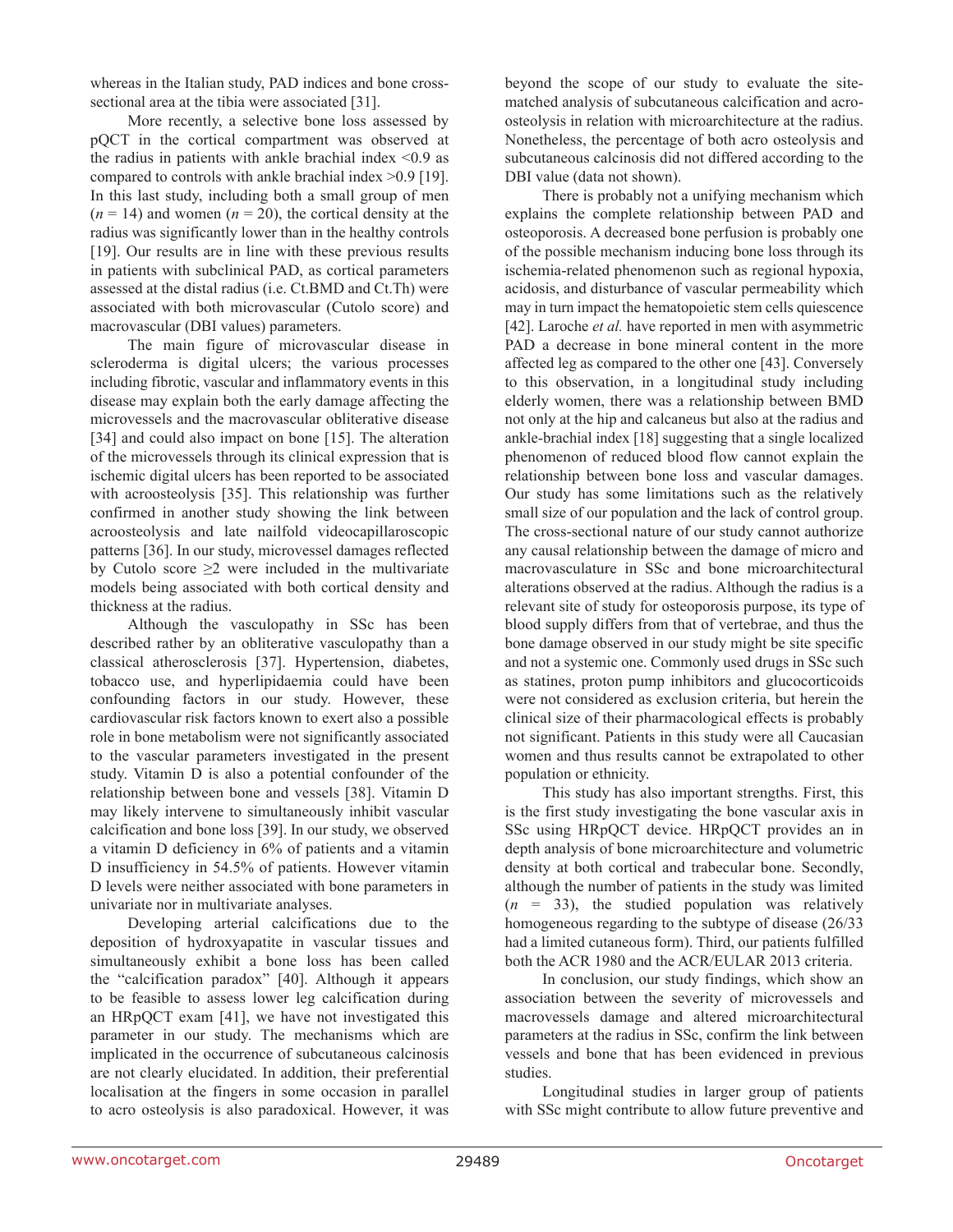whereas in the Italian study, PAD indices and bone cross-sectional area at the tibia were associated [31].

More recently, a selective bone loss assessed by pQCT in the cortical compartment was observed at the radius in patients with ankle brachial index <0.9 as compared to controls with ankle brachial index >0.9 [19]. In this last study, including both a small group of men ($n$ = 14) and women ($n$ = 20), the cortical density at the radius was significantly lower than in the healthy controls [19]. Our results are in line with these previous results in patients with subclinical PAD, as cortical parameters assessed at the distal radius (i.e. Ct.BMD and Ct.Th) were associated with both microvascular (Cutolo score) and macrovascular (DBI values) parameters.

The main figure of microvascular disease in scleroderma is digital ulcers; the various processes including fibrotic, vascular and inflammatory events in this disease may explain both the early damage affecting the microvessels and the macrovascular obliterative disease [34] and could also impact on bone [15]. The alteration of the microvessels through its clinical expression that is ischemic digital ulcers has been reported to be associated with acroosteolysis [35]. This relationship was further confirmed in another study showing the link between acroosteolysis and late nailfold videocapillaroscopic patterns [36]. In our study, microvessel damages reflected by Cutolo score ≥2 were included in the multivariate models being associated with both cortical density and thickness at the radius.

Although the vasculopathy in SSc has been described rather by an obliterative vasculopathy than a classical atherosclerosis [37]. Hypertension, diabetes, tobacco use, and hyperlipidaemia could have been confounding factors in our study. However, these cardiovascular risk factors known to exert also a possible role in bone metabolism were not significantly associated to the vascular parameters investigated in the present study. Vitamin D is also a potential confounder of the relationship between bone and vessels [38]. Vitamin D may likely intervene to simultaneously inhibit vascular calcification and bone loss [39]. In our study, we observed a vitamin D deficiency in 6% of patients and a vitamin D insufficiency in 54.5% of patients. However vitamin D levels were neither associated with bone parameters in univariate nor in multivariate analyses.

Developing arterial calcifications due to the deposition of hydroxyapatite in vascular tissues and simultaneously exhibit a bone loss has been called the "calcification paradox" [40]. Although it appears to be feasible to assess lower leg calcification during an HRpQCT exam [41], we have not investigated this parameter in our study. The mechanisms which are implicated in the occurrence of subcutaneous calcinosis are not clearly elucidated. In addition, their preferential localisation at the fingers in some occasion in parallel to acro osteolysis is also paradoxical. However, it was beyond the scope of our study to evaluate the site-matched analysis of subcutaneous calcification and acro-osteolysis in relation with microarchitecture at the radius. Nonetheless, the percentage of both acro osteolysis and subcutaneous calcinosis did not differed according to the DBI value (data not shown).

There is probably not a unifying mechanism which explains the complete relationship between PAD and osteoporosis. A decreased bone perfusion is probably one of the possible mechanism inducing bone loss through its ischemia-related phenomenon such as regional hypoxia, acidosis, and disturbance of vascular permeability which may in turn impact the hematopoietic stem cells quiescence [42]. Laroche *et al.* have reported in men with asymmetric PAD a decrease in bone mineral content in the more affected leg as compared to the other one [43]. Conversely to this observation, in a longitudinal study including elderly women, there was a relationship between BMD not only at the hip and calcaneus but also at the radius and ankle-brachial index [18] suggesting that a single localized phenomenon of reduced blood flow cannot explain the relationship between bone loss and vascular damages. Our study has some limitations such as the relatively small size of our population and the lack of control group. The cross-sectional nature of our study cannot authorize any causal relationship between the damage of micro and macrovasculature in SSc and bone microarchitectural alterations observed at the radius. Although the radius is a relevant site of study for osteoporosis purpose, its type of blood supply differs from that of vertebrae, and thus the bone damage observed in our study might be site specific and not a systemic one. Commonly used drugs in SSc such as statines, proton pump inhibitors and glucocorticoids were not considered as exclusion criteria, but herein the clinical size of their pharmacological effects is probably not significant. Patients in this study were all Caucasian women and thus results cannot be extrapolated to other population or ethnicity.

This study has also important strengths. First, this is the first study investigating the bone vascular axis in SSc using HRpQCT device. HRpQCT provides an in depth analysis of bone microarchitecture and volumetric density at both cortical and trabecular bone. Secondly, although the number of patients in the study was limited ($n$ = 33), the studied population was relatively homogeneous regarding to the subtype of disease (26/33 had a limited cutaneous form). Third, our patients fulfilled both the ACR 1980 and the ACR/EULAR 2013 criteria.

In conclusion, our study findings, which show an association between the severity of microvessels and macrovessels damage and altered microarchitectural parameters at the radius in SSc, confirm the link between vessels and bone that has been evidenced in previous studies.

Longitudinal studies in larger group of patients with SSc might contribute to allow future preventive and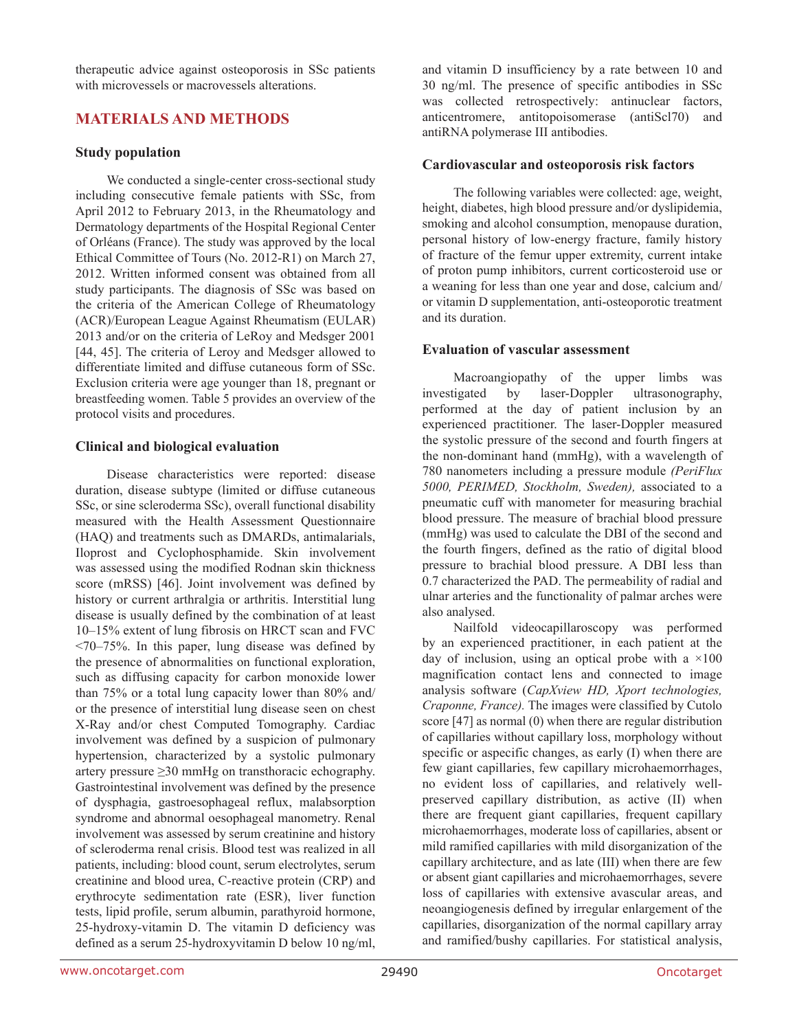therapeutic advice against osteoporosis in SSc patients with microvessels or macrovessels alterations.

## MATERIALS AND METHODS

### Study population

We conducted a single-center cross-sectional study including consecutive female patients with SSc, from April 2012 to February 2013, in the Rheumatology and Dermatology departments of the Hospital Regional Center of Orléans (France). The study was approved by the local Ethical Committee of Tours (No. 2012-R1) on March 27, 2012. Written informed consent was obtained from all study participants. The diagnosis of SSc was based on the criteria of the American College of Rheumatology (ACR)/European League Against Rheumatism (EULAR) 2013 and/or on the criteria of LeRoy and Medsger 2001 [44, 45]. The criteria of Leroy and Medsger allowed to differentiate limited and diffuse cutaneous form of SSc. Exclusion criteria were age younger than 18, pregnant or breastfeeding women. Table 5 provides an overview of the protocol visits and procedures.

### Clinical and biological evaluation

Disease characteristics were reported: disease duration, disease subtype (limited or diffuse cutaneous SSc, or sine scleroderma SSc), overall functional disability measured with the Health Assessment Questionnaire (HAQ) and treatments such as DMARDs, antimalarials, Iloprost and Cyclophosphamide. Skin involvement was assessed using the modified Rodnan skin thickness score (mRSS) [46]. Joint involvement was defined by history or current arthralgia or arthritis. Interstitial lung disease is usually defined by the combination of at least 10–15% extent of lung fibrosis on HRCT scan and FVC <70–75%. In this paper, lung disease was defined by the presence of abnormalities on functional exploration, such as diffusing capacity for carbon monoxide lower than 75% or a total lung capacity lower than 80% and/or the presence of interstitial lung disease seen on chest X-Ray and/or chest Computed Tomography. Cardiac involvement was defined by a suspicion of pulmonary hypertension, characterized by a systolic pulmonary artery pressure ≥30 mmHg on transthoracic echography. Gastrointestinal involvement was defined by the presence of dysphagia, gastroesophageal reflux, malabsorption syndrome and abnormal oesophageal manometry. Renal involvement was assessed by serum creatinine and history of scleroderma renal crisis. Blood test was realized in all patients, including: blood count, serum electrolytes, serum creatinine and blood urea, C-reactive protein (CRP) and erythrocyte sedimentation rate (ESR), liver function tests, lipid profile, serum albumin, parathyroid hormone, 25-hydroxy-vitamin D. The vitamin D deficiency was defined as a serum 25-hydroxyvitamin D below 10 ng/ml, and vitamin D insufficiency by a rate between 10 and 30 ng/ml. The presence of specific antibodies in SSc was collected retrospectively: antinuclear factors, anticentromere, antitopoisomerase (antiScl70) and antiRNA polymerase III antibodies.

### Cardiovascular and osteoporosis risk factors

The following variables were collected: age, weight, height, diabetes, high blood pressure and/or dyslipidemia, smoking and alcohol consumption, menopause duration, personal history of low-energy fracture, family history of fracture of the femur upper extremity, current intake of proton pump inhibitors, current corticosteroid use or a weaning for less than one year and dose, calcium and/or vitamin D supplementation, anti-osteoporotic treatment and its duration.

### Evaluation of vascular assessment

Macroangiopathy of the upper limbs was investigated by laser-Doppler ultrasonography, performed at the day of patient inclusion by an experienced practitioner. The laser-Doppler measured the systolic pressure of the second and fourth fingers at the non-dominant hand (mmHg), with a wavelength of 780 nanometers including a pressure module *(PeriFlux 5000, PERIMED, Stockholm, Sweden),* associated to a pneumatic cuff with manometer for measuring brachial blood pressure. The measure of brachial blood pressure (mmHg) was used to calculate the DBI of the second and the fourth fingers, defined as the ratio of digital blood pressure to brachial blood pressure. A DBI less than 0.7 characterized the PAD. The permeability of radial and ulnar arteries and the functionality of palmar arches were also analysed.

Nailfold videocapillaroscopy was performed by an experienced practitioner, in each patient at the day of inclusion, using an optical probe with a ×100 magnification contact lens and connected to image analysis software (*CapXview HD, Xport technologies, Craponne, France).* The images were classified by Cutolo score [47] as normal (0) when there are regular distribution of capillaries without capillary loss, morphology without specific or aspecific changes, as early (I) when there are few giant capillaries, few capillary microhaemorrhages, no evident loss of capillaries, and relatively well-preserved capillary distribution, as active (II) when there are frequent giant capillaries, frequent capillary microhaemorrhages, moderate loss of capillaries, absent or mild ramified capillaries with mild disorganization of the capillary architecture, and as late (III) when there are few or absent giant capillaries and microhaemorrhages, severe loss of capillaries with extensive avascular areas, and neoangiogenesis defined by irregular enlargement of the capillaries, disorganization of the normal capillary array and ramified/bushy capillaries. For statistical analysis,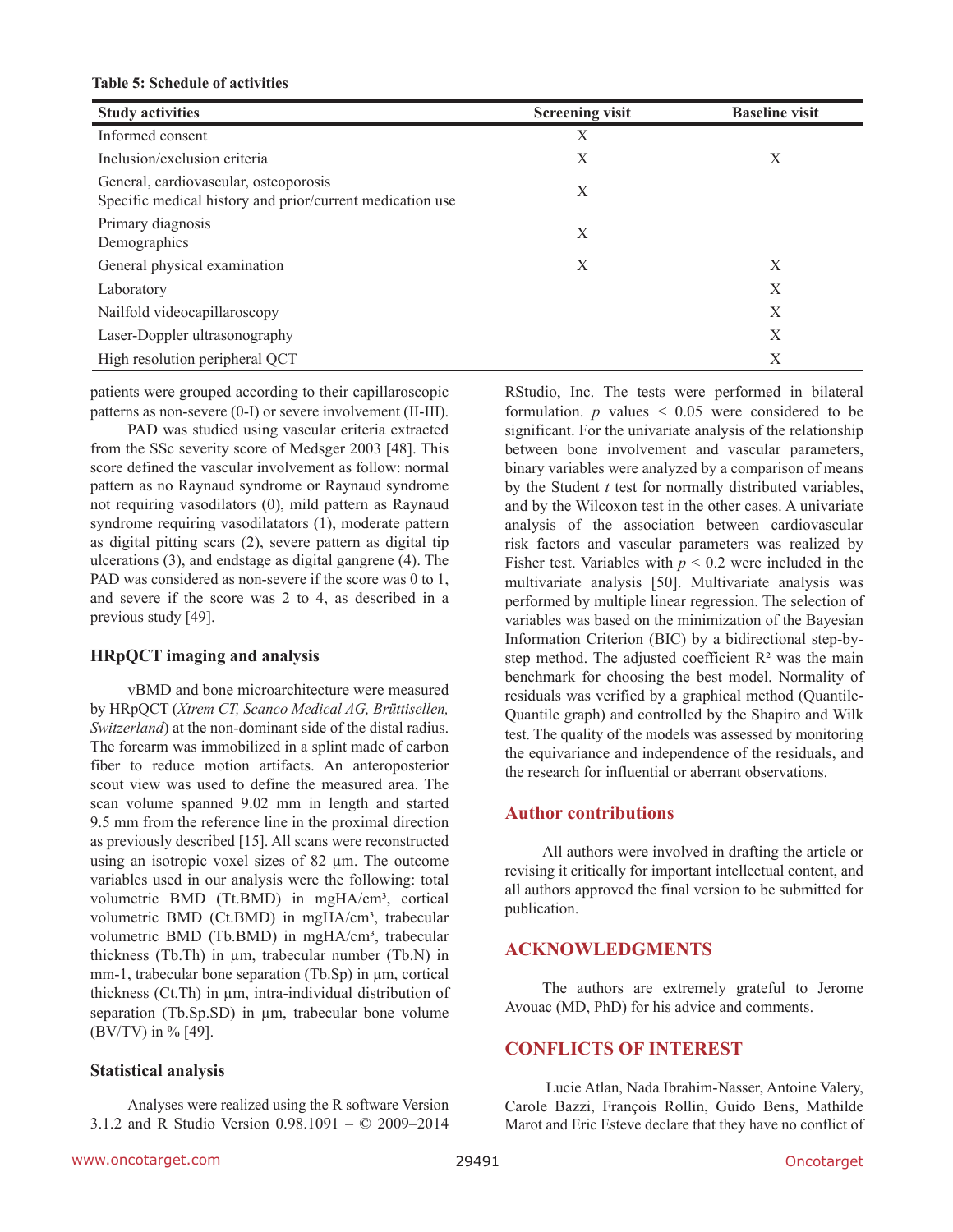**Table 5: Schedule of activities**

| Study activities | Screening visit | Baseline visit |
|---|---|---|
| Informed consent | X | |
| Inclusion/exclusion criteria | X | X |
| General, cardiovascular, osteoporosis<br>Specific medical history and prior/current medication use | X | |
| Primary diagnosis<br>Demographics | X | |
| General physical examination | X | X |
| Laboratory | | X |
| Nailfold videocapillaroscopy | | X |
| Laser-Doppler ultrasonography | | X |
| High resolution peripheral QCT | | X |

patients were grouped according to their capillaroscopic patterns as non-severe (0-I) or severe involvement (II-III).

PAD was studied using vascular criteria extracted from the SSc severity score of Medsger 2003 [48]. This score defined the vascular involvement as follow: normal pattern as no Raynaud syndrome or Raynaud syndrome not requiring vasodilators (0), mild pattern as Raynaud syndrome requiring vasodilatators (1), moderate pattern as digital pitting scars (2), severe pattern as digital tip ulcerations (3), and endstage as digital gangrene (4). The PAD was considered as non-severe if the score was 0 to 1, and severe if the score was 2 to 4, as described in a previous study [49].

### HRpQCT imaging and analysis

vBMD and bone microarchitecture were measured by HRpQCT (*Xtrem CT, Scanco Medical AG, Brüttisellen, Switzerland*) at the non-dominant side of the distal radius. The forearm was immobilized in a splint made of carbon fiber to reduce motion artifacts. An anteroposterior scout view was used to define the measured area. The scan volume spanned 9.02 mm in length and started 9.5 mm from the reference line in the proximal direction as previously described [15]. All scans were reconstructed using an isotropic voxel sizes of 82 µm. The outcome variables used in our analysis were the following: total volumetric BMD (Tt.BMD) in mgHA/cm³, cortical volumetric BMD (Ct.BMD) in mgHA/cm³, trabecular volumetric BMD (Tb.BMD) in mgHA/cm³, trabecular thickness (Tb.Th) in µm, trabecular number (Tb.N) in mm-1, trabecular bone separation (Tb.Sp) in µm, cortical thickness (Ct.Th) in µm, intra-individual distribution of separation (Tb.Sp.SD) in µm, trabecular bone volume (BV/TV) in % [49].

### Statistical analysis

Analyses were realized using the R software Version 3.1.2 and R Studio Version 0.98.1091 – © 2009–2014 RStudio, Inc. The tests were performed in bilateral formulation. $p$ values < 0.05 were considered to be significant. For the univariate analysis of the relationship between bone involvement and vascular parameters, binary variables were analyzed by a comparison of means by the Student $t$ test for normally distributed variables, and by the Wilcoxon test in the other cases. A univariate analysis of the association between cardiovascular risk factors and vascular parameters was realized by Fisher test. Variables with $p < 0.2$ were included in the multivariate analysis [50]. Multivariate analysis was performed by multiple linear regression. The selection of variables was based on the minimization of the Bayesian Information Criterion (BIC) by a bidirectional step-by-step method. The adjusted coefficient $R^2$ was the main benchmark for choosing the best model. Normality of residuals was verified by a graphical method (Quantile-Quantile graph) and controlled by the Shapiro and Wilk test. The quality of the models was assessed by monitoring the equivariance and independence of the residuals, and the research for influential or aberrant observations.

## Author contributions

All authors were involved in drafting the article or revising it critically for important intellectual content, and all authors approved the final version to be submitted for publication.

## ACKNOWLEDGMENTS

The authors are extremely grateful to Jerome Avouac (MD, PhD) for his advice and comments.

## CONFLICTS OF INTEREST

Lucie Atlan, Nada Ibrahim-Nasser, Antoine Valery, Carole Bazzi, François Rollin, Guido Bens, Mathilde Marot and Eric Esteve declare that they have no conflict of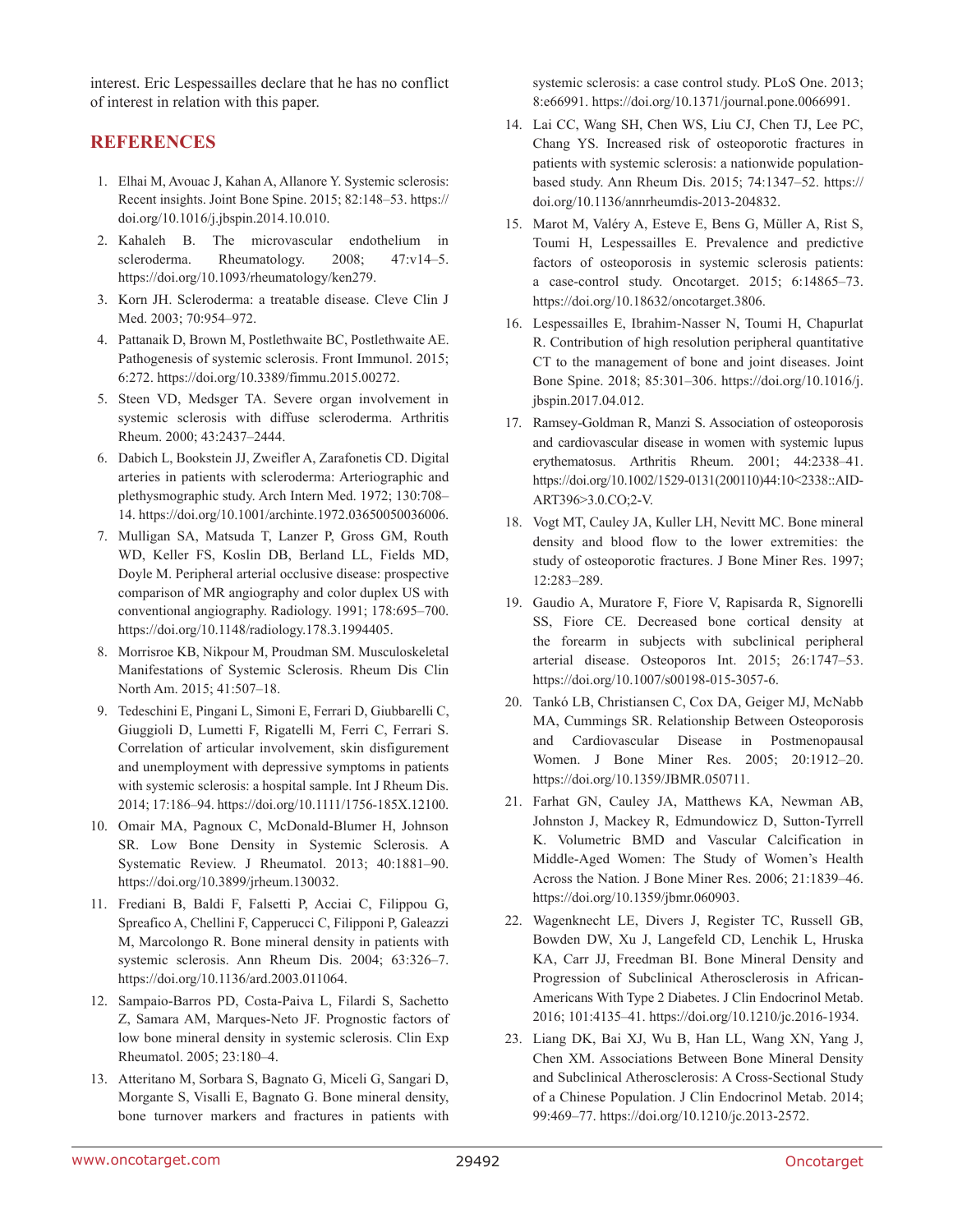interest. Eric Lespessailles declare that he has no conflict of interest in relation with this paper.

## REFERENCES

1. Elhai M, Avouac J, Kahan A, Allanore Y. Systemic sclerosis: Recent insights. Joint Bone Spine. 2015; 82:148–53. https://doi.org/10.1016/j.jbspin.2014.10.010.
2. Kahaleh B. The microvascular endothelium in scleroderma. Rheumatology. 2008; 47:v14–5. https://doi.org/10.1093/rheumatology/ken279.
3. Korn JH. Scleroderma: a treatable disease. Cleve Clin J Med. 2003; 70:954–972.
4. Pattanaik D, Brown M, Postlethwaite BC, Postlethwaite AE. Pathogenesis of systemic sclerosis. Front Immunol. 2015; 6:272. https://doi.org/10.3389/fimmu.2015.00272.
5. Steen VD, Medsger TA. Severe organ involvement in systemic sclerosis with diffuse scleroderma. Arthritis Rheum. 2000; 43:2437–2444.
6. Dabich L, Bookstein JJ, Zweifler A, Zarafonetis CD. Digital arteries in patients with scleroderma: Arteriographic and plethysmographic study. Arch Intern Med. 1972; 130:708–14. https://doi.org/10.1001/archinte.1972.03650050036006.
7. Mulligan SA, Matsuda T, Lanzer P, Gross GM, Routh WD, Keller FS, Koslin DB, Berland LL, Fields MD, Doyle M. Peripheral arterial occlusive disease: prospective comparison of MR angiography and color duplex US with conventional angiography. Radiology. 1991; 178:695–700. https://doi.org/10.1148/radiology.178.3.1994405.
8. Morrisroe KB, Nikpour M, Proudman SM. Musculoskeletal Manifestations of Systemic Sclerosis. Rheum Dis Clin North Am. 2015; 41:507–18.
9. Tedeschini E, Pingani L, Simoni E, Ferrari D, Giubbarelli C, Giuggioli D, Lumetti F, Rigatelli M, Ferri C, Ferrari S. Correlation of articular involvement, skin disfigurement and unemployment with depressive symptoms in patients with systemic sclerosis: a hospital sample. Int J Rheum Dis. 2014; 17:186–94. https://doi.org/10.1111/1756-185X.12100.
10. Omair MA, Pagnoux C, McDonald-Blumer H, Johnson SR. Low Bone Density in Systemic Sclerosis. A Systematic Review. J Rheumatol. 2013; 40:1881–90. https://doi.org/10.3899/jrheum.130032.
11. Frediani B, Baldi F, Falsetti P, Acciai C, Filippou G, Spreafico A, Chellini F, Capperucci C, Filipponi P, Galeazzi M, Marcolongo R. Bone mineral density in patients with systemic sclerosis. Ann Rheum Dis. 2004; 63:326–7. https://doi.org/10.1136/ard.2003.011064.
12. Sampaio-Barros PD, Costa-Paiva L, Filardi S, Sachetto Z, Samara AM, Marques-Neto JF. Prognostic factors of low bone mineral density in systemic sclerosis. Clin Exp Rheumatol. 2005; 23:180–4.
13. Atteritano M, Sorbara S, Bagnato G, Miceli G, Sangari D, Morgante S, Visalli E, Bagnato G. Bone mineral density, bone turnover markers and fractures in patients with systemic sclerosis: a case control study. PLoS One. 2013; 8:e66991. https://doi.org/10.1371/journal.pone.0066991.
14. Lai CC, Wang SH, Chen WS, Liu CJ, Chen TJ, Lee PC, Chang YS. Increased risk of osteoporotic fractures in patients with systemic sclerosis: a nationwide population-based study. Ann Rheum Dis. 2015; 74:1347–52. https://doi.org/10.1136/annrheumdis-2013-204832.
15. Marot M, Valéry A, Esteve E, Bens G, Müller A, Rist S, Toumi H, Lespessailles E. Prevalence and predictive factors of osteoporosis in systemic sclerosis patients: a case-control study. Oncotarget. 2015; 6:14865–73. https://doi.org/10.18632/oncotarget.3806.
16. Lespessailles E, Ibrahim-Nasser N, Toumi H, Chapurlat R. Contribution of high resolution peripheral quantitative CT to the management of bone and joint diseases. Joint Bone Spine. 2018; 85:301–306. https://doi.org/10.1016/j.jbspin.2017.04.012.
17. Ramsey-Goldman R, Manzi S. Association of osteoporosis and cardiovascular disease in women with systemic lupus erythematosus. Arthritis Rheum. 2001; 44:2338–41. https://doi.org/10.1002/1529-0131(200110)44:10<2338::AID-ART396>3.0.CO;2-V.
18. Vogt MT, Cauley JA, Kuller LH, Nevitt MC. Bone mineral density and blood flow to the lower extremities: the study of osteoporotic fractures. J Bone Miner Res. 1997; 12:283–289.
19. Gaudio A, Muratore F, Fiore V, Rapisarda R, Signorelli SS, Fiore CE. Decreased bone cortical density at the forearm in subjects with subclinical peripheral arterial disease. Osteoporos Int. 2015; 26:1747–53. https://doi.org/10.1007/s00198-015-3057-6.
20. Tankó LB, Christiansen C, Cox DA, Geiger MJ, McNabb MA, Cummings SR. Relationship Between Osteoporosis and Cardiovascular Disease in Postmenopausal Women. J Bone Miner Res. 2005; 20:1912–20. https://doi.org/10.1359/JBMR.050711.
21. Farhat GN, Cauley JA, Matthews KA, Newman AB, Johnston J, Mackey R, Edmundowicz D, Sutton-Tyrrell K. Volumetric BMD and Vascular Calcification in Middle-Aged Women: The Study of Women's Health Across the Nation. J Bone Miner Res. 2006; 21:1839–46. https://doi.org/10.1359/jbmr.060903.
22. Wagenknecht LE, Divers J, Register TC, Russell GB, Bowden DW, Xu J, Langefeld CD, Lenchik L, Hruska KA, Carr JJ, Freedman BI. Bone Mineral Density and Progression of Subclinical Atherosclerosis in African-Americans With Type 2 Diabetes. J Clin Endocrinol Metab. 2016; 101:4135–41. https://doi.org/10.1210/jc.2016-1934.
23. Liang DK, Bai XJ, Wu B, Han LL, Wang XN, Yang J, Chen XM. Associations Between Bone Mineral Density and Subclinical Atherosclerosis: A Cross-Sectional Study of a Chinese Population. J Clin Endocrinol Metab. 2014; 99:469–77. https://doi.org/10.1210/jc.2013-2572.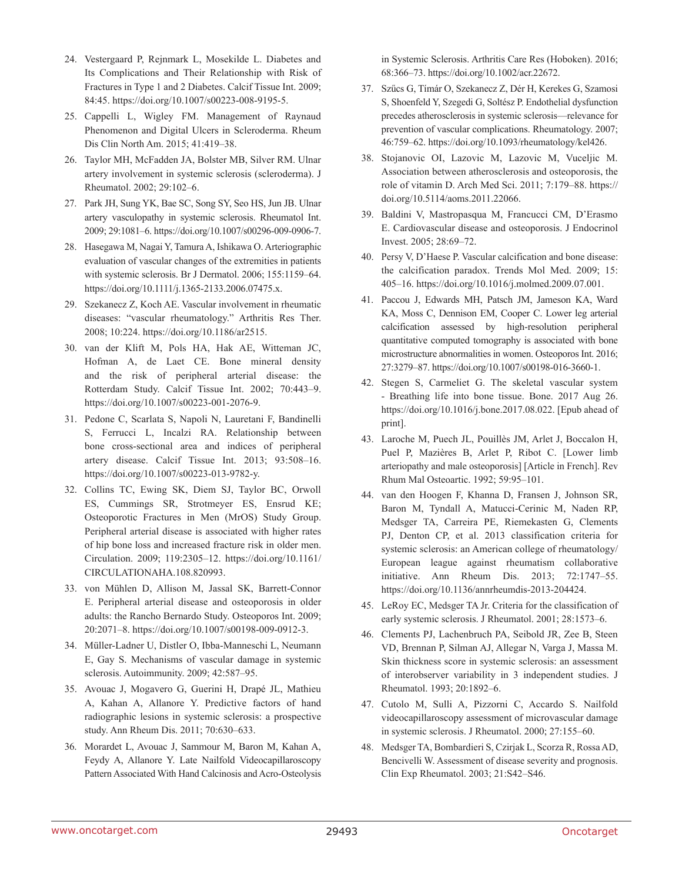24. Vestergaard P, Rejnmark L, Mosekilde L. Diabetes and Its Complications and Their Relationship with Risk of Fractures in Type 1 and 2 Diabetes. Calcif Tissue Int. 2009; 84:45. https://doi.org/10.1007/s00223-008-9195-5.
25. Cappelli L, Wigley FM. Management of Raynaud Phenomenon and Digital Ulcers in Scleroderma. Rheum Dis Clin North Am. 2015; 41:419–38.
26. Taylor MH, McFadden JA, Bolster MB, Silver RM. Ulnar artery involvement in systemic sclerosis (scleroderma). J Rheumatol. 2002; 29:102–6.
27. Park JH, Sung YK, Bae SC, Song SY, Seo HS, Jun JB. Ulnar artery vasculopathy in systemic sclerosis. Rheumatol Int. 2009; 29:1081–6. https://doi.org/10.1007/s00296-009-0906-7.
28. Hasegawa M, Nagai Y, Tamura A, Ishikawa O. Arteriographic evaluation of vascular changes of the extremities in patients with systemic sclerosis. Br J Dermatol. 2006; 155:1159–64. https://doi.org/10.1111/j.1365-2133.2006.07475.x.
29. Szekanecz Z, Koch AE. Vascular involvement in rheumatic diseases: "vascular rheumatology." Arthritis Res Ther. 2008; 10:224. https://doi.org/10.1186/ar2515.
30. van der Klift M, Pols HA, Hak AE, Witteman JC, Hofman A, de Laet CE. Bone mineral density and the risk of peripheral arterial disease: the Rotterdam Study. Calcif Tissue Int. 2002; 70:443–9. https://doi.org/10.1007/s00223-001-2076-9.
31. Pedone C, Scarlata S, Napoli N, Lauretani F, Bandinelli S, Ferrucci L, Incalzi RA. Relationship between bone cross-sectional area and indices of peripheral artery disease. Calcif Tissue Int. 2013; 93:508–16. https://doi.org/10.1007/s00223-013-9782-y.
32. Collins TC, Ewing SK, Diem SJ, Taylor BC, Orwoll ES, Cummings SR, Strotmeyer ES, Ensrud KE; Osteoporotic Fractures in Men (MrOS) Study Group. Peripheral arterial disease is associated with higher rates of hip bone loss and increased fracture risk in older men. Circulation. 2009; 119:2305–12. https://doi.org/10.1161/CIRCULATIONAHA.108.820993.
33. von Mühlen D, Allison M, Jassal SK, Barrett-Connor E. Peripheral arterial disease and osteoporosis in older adults: the Rancho Bernardo Study. Osteoporos Int. 2009; 20:2071–8. https://doi.org/10.1007/s00198-009-0912-3.
34. Müller-Ladner U, Distler O, Ibba-Manneschi L, Neumann E, Gay S. Mechanisms of vascular damage in systemic sclerosis. Autoimmunity. 2009; 42:587–95.
35. Avouac J, Mogavero G, Guerini H, Drapé JL, Mathieu A, Kahan A, Allanore Y. Predictive factors of hand radiographic lesions in systemic sclerosis: a prospective study. Ann Rheum Dis. 2011; 70:630–633.
36. Morardet L, Avouac J, Sammour M, Baron M, Kahan A, Feydy A, Allanore Y. Late Nailfold Videocapillaroscopy Pattern Associated With Hand Calcinosis and Acro-Osteolysis in Systemic Sclerosis. Arthritis Care Res (Hoboken). 2016; 68:366–73. https://doi.org/10.1002/acr.22672.
37. Szűcs G, Tímár O, Szekanecz Z, Dér H, Kerekes G, Szamosi S, Shoenfeld Y, Szegedi G, Soltész P. Endothelial dysfunction precedes atherosclerosis in systemic sclerosis—relevance for prevention of vascular complications. Rheumatology. 2007; 46:759–62. https://doi.org/10.1093/rheumatology/kel426.
38. Stojanovic OI, Lazovic M, Lazovic M, Vuceljic M. Association between atherosclerosis and osteoporosis, the role of vitamin D. Arch Med Sci. 2011; 7:179–88. https://doi.org/10.5114/aoms.2011.22066.
39. Baldini V, Mastropasqua M, Francucci CM, D'Erasmo E. Cardiovascular disease and osteoporosis. J Endocrinol Invest. 2005; 28:69–72.
40. Persy V, D'Haese P. Vascular calcification and bone disease: the calcification paradox. Trends Mol Med. 2009; 15: 405–16. https://doi.org/10.1016/j.molmed.2009.07.001.
41. Paccou J, Edwards MH, Patsch JM, Jameson KA, Ward KA, Moss C, Dennison EM, Cooper C. Lower leg arterial calcification assessed by high-resolution peripheral quantitative computed tomography is associated with bone microstructure abnormalities in women. Osteoporos Int. 2016; 27:3279–87. https://doi.org/10.1007/s00198-016-3660-1.
42. Stegen S, Carmeliet G. The skeletal vascular system - Breathing life into bone tissue. Bone. 2017 Aug 26. https://doi.org/10.1016/j.bone.2017.08.022. [Epub ahead of print].
43. Laroche M, Puech JL, Pouillès JM, Arlet J, Boccalon H, Puel P, Mazières B, Arlet P, Ribot C. [Lower limb arteriopathy and male osteoporosis] [Article in French]. Rev Rhum Mal Osteoartic. 1992; 59:95–101.
44. van den Hoogen F, Khanna D, Fransen J, Johnson SR, Baron M, Tyndall A, Matucci-Cerinic M, Naden RP, Medsger TA, Carreira PE, Riemekasten G, Clements PJ, Denton CP, et al. 2013 classification criteria for systemic sclerosis: an American college of rheumatology/European league against rheumatism collaborative initiative. Ann Rheum Dis. 2013; 72:1747–55. https://doi.org/10.1136/annrheumdis-2013-204424.
45. LeRoy EC, Medsger TA Jr. Criteria for the classification of early systemic sclerosis. J Rheumatol. 2001; 28:1573–6.
46. Clements PJ, Lachenbruch PA, Seibold JR, Zee B, Steen VD, Brennan P, Silman AJ, Allegar N, Varga J, Massa M. Skin thickness score in systemic sclerosis: an assessment of interobserver variability in 3 independent studies. J Rheumatol. 1993; 20:1892–6.
47. Cutolo M, Sulli A, Pizzorni C, Accardo S. Nailfold videocapillaroscopy assessment of microvascular damage in systemic sclerosis. J Rheumatol. 2000; 27:155–60.
48. Medsger TA, Bombardieri S, Czirjak L, Scorza R, Rossa AD, Bencivelli W. Assessment of disease severity and prognosis. Clin Exp Rheumatol. 2003; 21:S42–S46.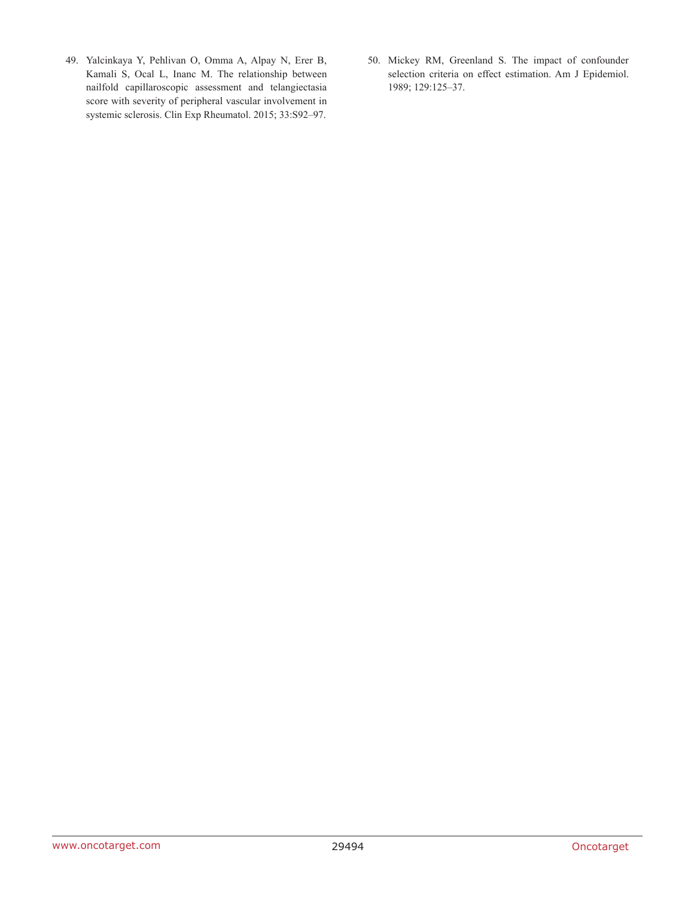49. Yalcinkaya Y, Pehlivan O, Omma A, Alpay N, Erer B, Kamali S, Ocal L, Inanc M. The relationship between nailfold capillaroscopic assessment and telangiectasia score with severity of peripheral vascular involvement in systemic sclerosis. Clin Exp Rheumatol. 2015; 33:S92–97.

50. Mickey RM, Greenland S. The impact of confounder selection criteria on effect estimation. Am J Epidemiol. 1989; 129:125–37.